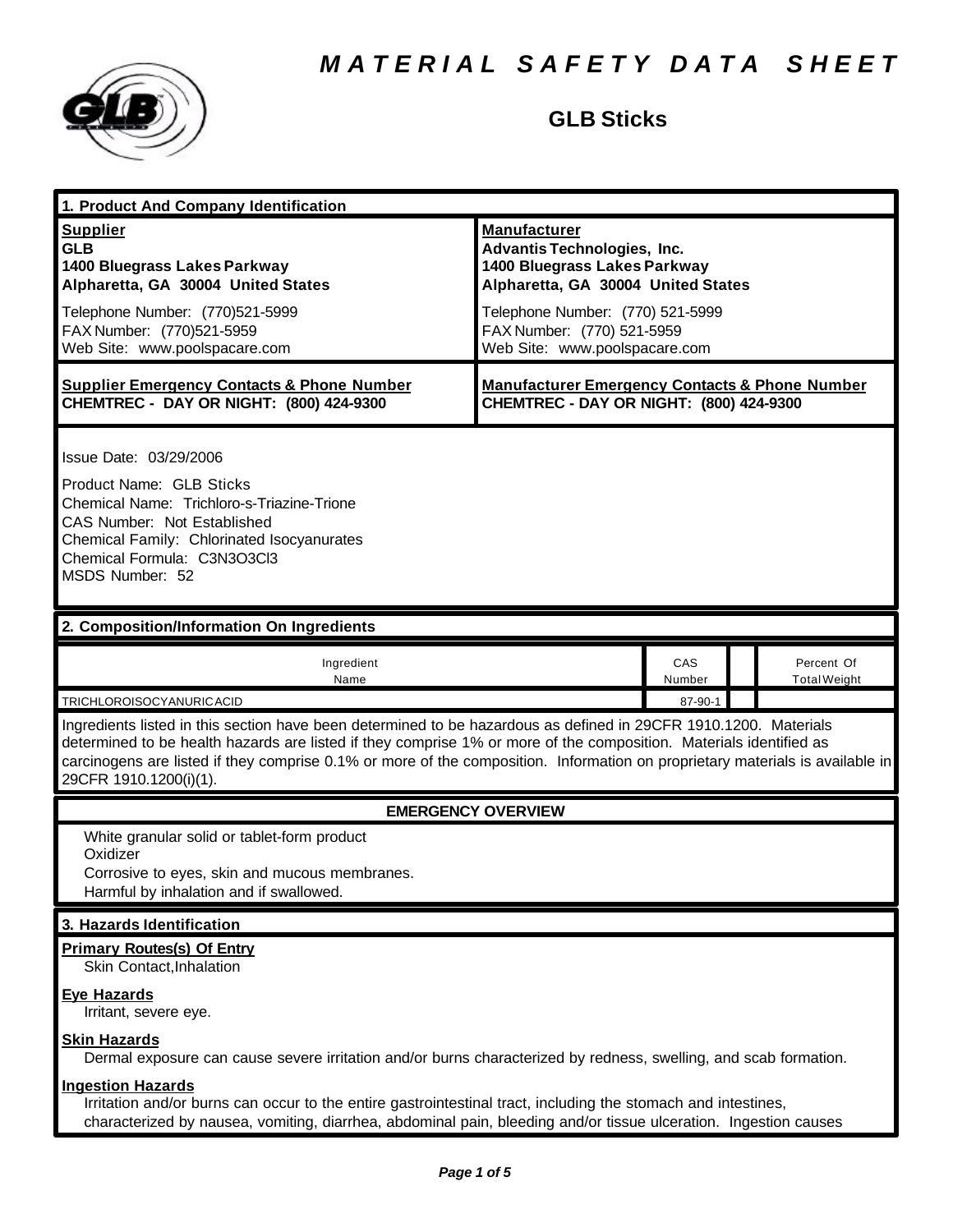# MATERIAL SAFETY DATA SHEET

## GLB Sticks

### 1. Product And Company Identification

| Supplier | Manufacturer |
|---|---|
| **GLB**<br>**1400 Bluegrass Lakes Parkway**<br>**Alpharetta, GA 30004 United States** | **Advantis Technologies, Inc.**<br>**1400 Bluegrass Lakes Parkway**<br>**Alpharetta, GA 30004 United States** |
| Telephone Number: (770)521-5999<br>FAX Number: (770)521-5959<br>Web Site: www.poolspacare.com | Telephone Number: (770) 521-5999<br>FAX Number: (770) 521-5959<br>Web Site: www.poolspacare.com |
| **Supplier Emergency Contacts & Phone Number**<br>**CHEMTREC - DAY OR NIGHT: (800) 424-9300** | **Manufacturer Emergency Contacts & Phone Number**<br>**CHEMTREC - DAY OR NIGHT: (800) 424-9300** |

Issue Date: 03/29/2006

Product Name: GLB Sticks
Chemical Name: Trichloro-s-Triazine-Trione
CAS Number: Not Established
Chemical Family: Chlorinated Isocyanurates
Chemical Formula: C3N3O3Cl3
MSDS Number: 52

### 2. Composition/Information On Ingredients

| Ingredient Name | CAS Number | | Percent Of Total Weight |
|---|---|---|---|
| TRICHLOROISOCYANURIC ACID | 87-90-1 | | |

Ingredients listed in this section have been determined to be hazardous as defined in 29CFR 1910.1200. Materials determined to be health hazards are listed if they comprise 1% or more of the composition. Materials identified as carcinogens are listed if they comprise 0.1% or more of the composition. Information on proprietary materials is available in 29CFR 1910.1200(i)(1).

### EMERGENCY OVERVIEW

White granular solid or tablet-form product
Oxidizer
Corrosive to eyes, skin and mucous membranes.
Harmful by inhalation and if swallowed.

### 3. Hazards Identification

**Primary Routes(s) Of Entry**
Skin Contact,Inhalation

**Eye Hazards**
Irritant, severe eye.

**Skin Hazards**
Dermal exposure can cause severe irritation and/or burns characterized by redness, swelling, and scab formation.

**Ingestion Hazards**
Irritation and/or burns can occur to the entire gastrointestinal tract, including the stomach and intestines, characterized by nausea, vomiting, diarrhea, abdominal pain, bleeding and/or tissue ulceration. Ingestion causes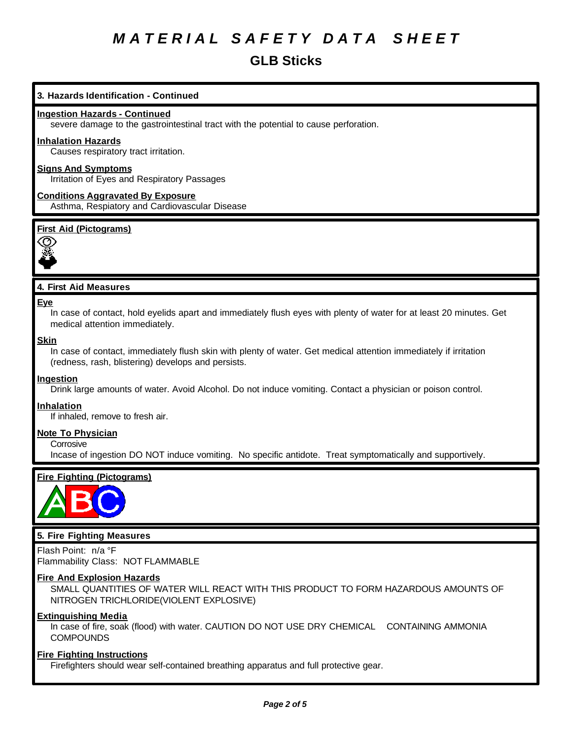# MATERIAL SAFETY DATA SHEET

## GLB Sticks

### 3. Hazards Identification - Continued

**Ingestion Hazards - Continued**

severe damage to the gastrointestinal tract with the potential to cause perforation.

**Inhalation Hazards**

Causes respiratory tract irritation.

**Signs And Symptoms**

Irritation of Eyes and Respiratory Passages

**Conditions Aggravated By Exposure**

Asthma, Respiatory and Cardiovascular Disease

**First Aid (Pictograms)**

### 4. First Aid Measures

**Eye**

In case of contact, hold eyelids apart and immediately flush eyes with plenty of water for at least 20 minutes. Get medical attention immediately.

**Skin**

In case of contact, immediately flush skin with plenty of water. Get medical attention immediately if irritation (redness, rash, blistering) develops and persists.

**Ingestion**

Drink large amounts of water. Avoid Alcohol. Do not induce vomiting. Contact a physician or poison control.

**Inhalation**

If inhaled, remove to fresh air.

**Note To Physician**

Corrosive

Incase of ingestion DO NOT induce vomiting. No specific antidote. Treat symptomatically and supportively.

**Fire Fighting (Pictograms)**

### 5. Fire Fighting Measures

Flash Point: n/a °F

Flammability Class: NOT FLAMMABLE

**Fire And Explosion Hazards**

SMALL QUANTITIES OF WATER WILL REACT WITH THIS PRODUCT TO FORM HAZARDOUS AMOUNTS OF NITROGEN TRICHLORIDE(VIOLENT EXPLOSIVE)

**Extinguishing Media**

In case of fire, soak (flood) with water. CAUTION DO NOT USE DRY CHEMICAL CONTAINING AMMONIA COMPOUNDS

**Fire Fighting Instructions**

Firefighters should wear self-contained breathing apparatus and full protective gear.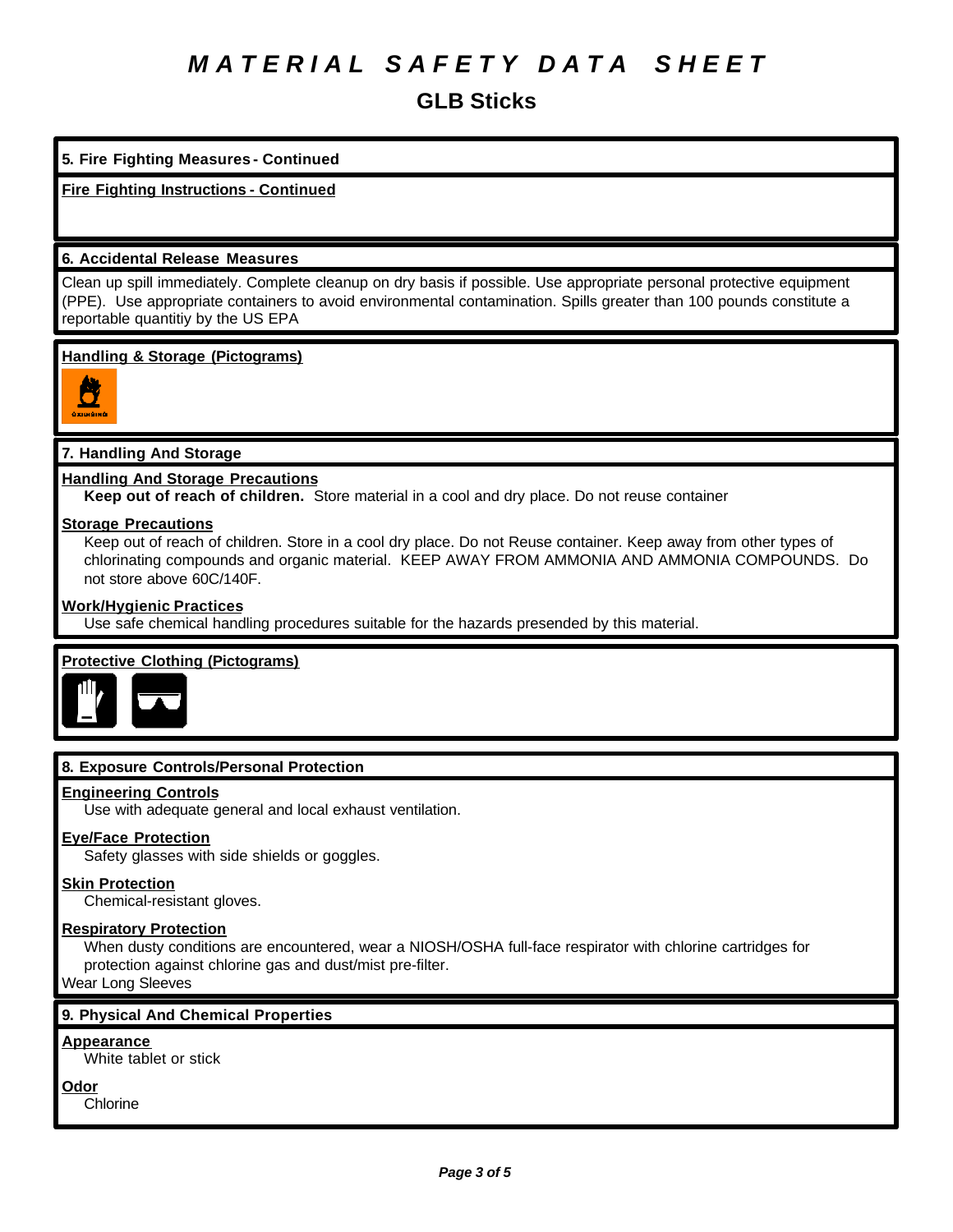# MATERIAL SAFETY DATA SHEET

## GLB Sticks

### 5. Fire Fighting Measures - Continued

**Fire Fighting Instructions - Continued**

### 6. Accidental Release Measures

Clean up spill immediately. Complete cleanup on dry basis if possible. Use appropriate personal protective equipment (PPE). Use appropriate containers to avoid environmental contamination. Spills greater than 100 pounds constitute a reportable quantitiy by the US EPA

**Handling & Storage (Pictograms)**

### 7. Handling And Storage

**Handling And Storage Precautions**

**Keep out of reach of children.** Store material in a cool and dry place. Do not reuse container

**Storage Precautions**

Keep out of reach of children. Store in a cool dry place. Do not Reuse container. Keep away from other types of chlorinating compounds and organic material. KEEP AWAY FROM AMMONIA AND AMMONIA COMPOUNDS. Do not store above 60C/140F.

**Work/Hygienic Practices**

Use safe chemical handling procedures suitable for the hazards presended by this material.

**Protective Clothing (Pictograms)**

### 8. Exposure Controls/Personal Protection

**Engineering Controls**

Use with adequate general and local exhaust ventilation.

**Eye/Face Protection**

Safety glasses with side shields or goggles.

**Skin Protection**

Chemical-resistant gloves.

**Respiratory Protection**

When dusty conditions are encountered, wear a NIOSH/OSHA full-face respirator with chlorine cartridges for protection against chlorine gas and dust/mist pre-filter.

Wear Long Sleeves

### 9. Physical And Chemical Properties

**Appearance**

White tablet or stick

**Odor**

Chlorine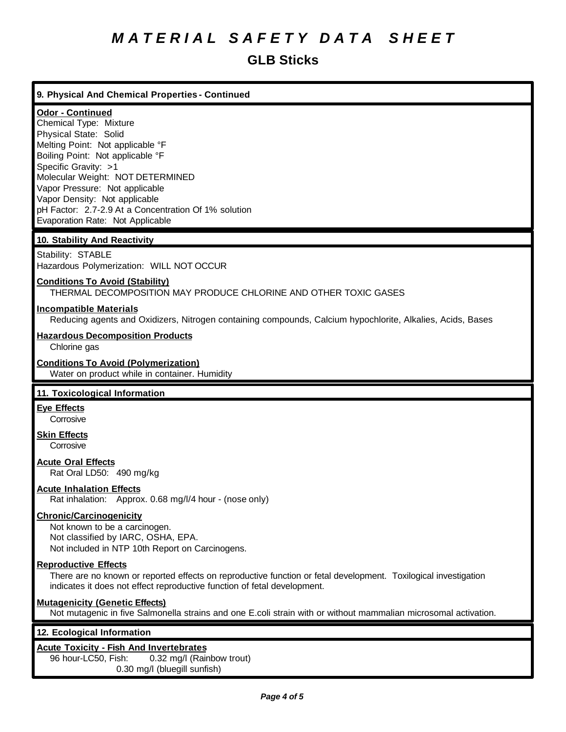# MATERIAL SAFETY DATA SHEET

## GLB Sticks

### 9. Physical And Chemical Properties - Continued

**Odor - Continued**

Chemical Type: Mixture
Physical State: Solid
Melting Point: Not applicable °F
Boiling Point: Not applicable °F
Specific Gravity: >1
Molecular Weight: NOT DETERMINED
Vapor Pressure: Not applicable
Vapor Density: Not applicable
pH Factor: 2.7-2.9 At a Concentration Of 1% solution
Evaporation Rate: Not Applicable

### 10. Stability And Reactivity

Stability: STABLE
Hazardous Polymerization: WILL NOT OCCUR

**Conditions To Avoid (Stability)**

THERMAL DECOMPOSITION MAY PRODUCE CHLORINE AND OTHER TOXIC GASES

**Incompatible Materials**

Reducing agents and Oxidizers, Nitrogen containing compounds, Calcium hypochlorite, Alkalies, Acids, Bases

**Hazardous Decomposition Products**

Chlorine gas

**Conditions To Avoid (Polymerization)**

Water on product while in container. Humidity

### 11. Toxicological Information

**Eye Effects**

Corrosive

**Skin Effects**

Corrosive

**Acute Oral Effects**

Rat Oral LD50: 490 mg/kg

**Acute Inhalation Effects**

Rat inhalation: Approx. 0.68 mg/l/4 hour - (nose only)

**Chronic/Carcinogenicity**

Not known to be a carcinogen.
Not classified by IARC, OSHA, EPA.
Not included in NTP 10th Report on Carcinogens.

**Reproductive Effects**

There are no known or reported effects on reproductive function or fetal development. Toxilogical investigation indicates it does not effect reproductive function of fetal development.

**Mutagenicity (Genetic Effects)**

Not mutagenic in five Salmonella strains and one E.coli strain with or without mammalian microsomal activation.

### 12. Ecological Information

**Acute Toxicity - Fish And Invertebrates**

96 hour-LC50, Fish: 0.32 mg/l (Rainbow trout)
0.30 mg/l (bluegill sunfish)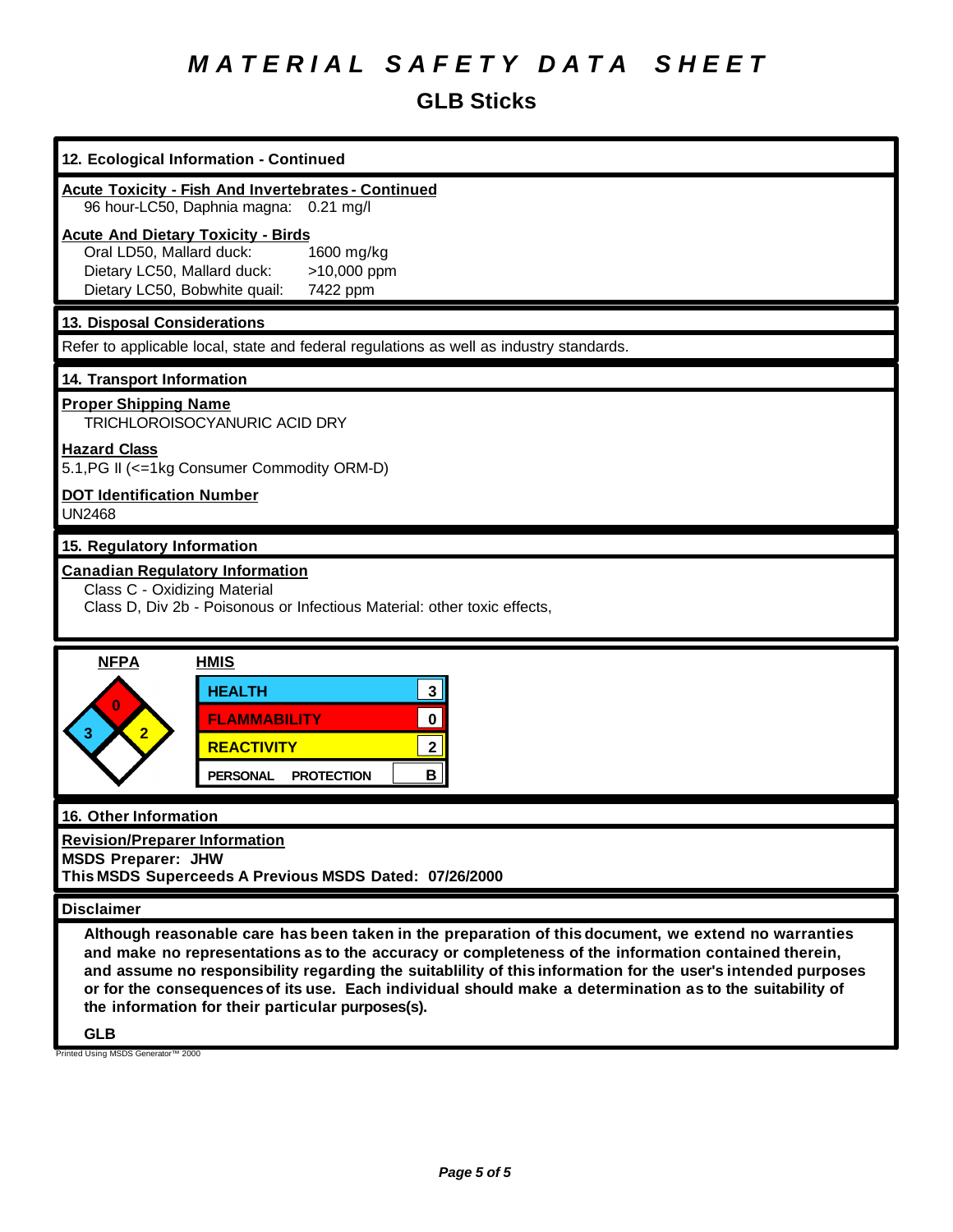# MATERIAL SAFETY DATA SHEET

## GLB Sticks

### 12. Ecological Information - Continued

**Acute Toxicity - Fish And Invertebrates - Continued**

96 hour-LC50, Daphnia magna: 0.21 mg/l

**Acute And Dietary Toxicity - Birds**

| | |
|---|---|
| Oral LD50, Mallard duck: | 1600 mg/kg |
| Dietary LC50, Mallard duck: | >10,000 ppm |
| Dietary LC50, Bobwhite quail: | 7422 ppm |

### 13. Disposal Considerations

Refer to applicable local, state and federal regulations as well as industry standards.

### 14. Transport Information

**Proper Shipping Name**

TRICHLOROISOCYANURIC ACID DRY

**Hazard Class**

5.1,PG II (<=1kg Consumer Commodity ORM-D)

**DOT Identification Number**

UN2468

### 15. Regulatory Information

**Canadian Regulatory Information**

Class C - Oxidizing Material

Class D, Div 2b - Poisonous or Infectious Material: other toxic effects,

**NFPA**

Flammability: 0
Health: 3
Reactivity: 2

**HMIS**

| | |
|---|---|
| HEALTH | 3 |
| FLAMMABILITY | 0 |
| REACTIVITY | 2 |
| PERSONAL PROTECTION | B |

### 16. Other Information

**Revision/Preparer Information**

**MSDS Preparer: JHW**

**This MSDS Superceeds A Previous MSDS Dated: 07/26/2000**

### Disclaimer

**Although reasonable care has been taken in the preparation of this document, we extend no warranties and make no representations as to the accuracy or completeness of the information contained therein, and assume no responsibility regarding the suitablility of this information for the user's intended purposes or for the consequences of its use. Each individual should make a determination as to the suitability of the information for their particular purposes(s).**

**GLB**

Printed Using MSDS Generator™ 2000